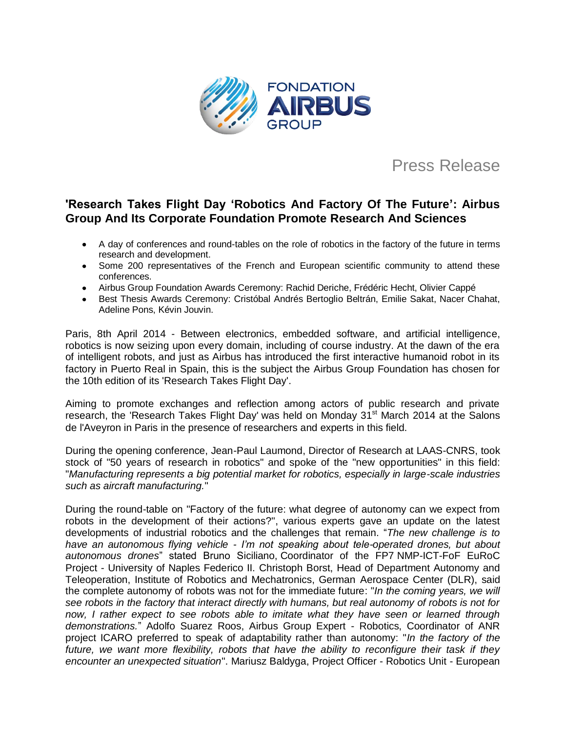FONDATION AIRBUS GROUP

Press Release

## 'Research Takes Flight Day 'Robotics And Factory Of The Future': Airbus Group And Its Corporate Foundation Promote Research And Sciences

- A day of conferences and round-tables on the role of robotics in the factory of the future in terms research and development.
- Some 200 representatives of the French and European scientific community to attend these conferences.
- Airbus Group Foundation Awards Ceremony: Rachid Deriche, Frédéric Hecht, Olivier Cappé
- Best Thesis Awards Ceremony: Cristóbal Andrés Bertoglio Beltrán, Emilie Sakat, Nacer Chahat, Adeline Pons, Kévin Jouvin.

Paris, 8th April 2014 - Between electronics, embedded software, and artificial intelligence, robotics is now seizing upon every domain, including of course industry. At the dawn of the era of intelligent robots, and just as Airbus has introduced the first interactive humanoid robot in its factory in Puerto Real in Spain, this is the subject the Airbus Group Foundation has chosen for the 10th edition of its 'Research Takes Flight Day'.

Aiming to promote exchanges and reflection among actors of public research and private research, the 'Research Takes Flight Day' was held on Monday 31st March 2014 at the Salons de l'Aveyron in Paris in the presence of researchers and experts in this field.

During the opening conference, Jean-Paul Laumond, Director of Research at LAAS-CNRS, took stock of "50 years of research in robotics" and spoke of the "new opportunities" in this field: "*Manufacturing represents a big potential market for robotics, especially in large-scale industries such as aircraft manufacturing.*"

During the round-table on "Factory of the future: what degree of autonomy can we expect from robots in the development of their actions?", various experts gave an update on the latest developments of industrial robotics and the challenges that remain. "*The new challenge is to have an autonomous flying vehicle - I'm not speaking about tele-operated drones, but about autonomous drones*" stated Bruno Siciliano, Coordinator of the FP7 NMP-ICT-FoF EuRoC Project - University of Naples Federico II. Christoph Borst, Head of Department Autonomy and Teleoperation, Institute of Robotics and Mechatronics, German Aerospace Center (DLR), said the complete autonomy of robots was not for the immediate future: "*In the coming years, we will see robots in the factory that interact directly with humans, but real autonomy of robots is not for now, I rather expect to see robots able to imitate what they have seen or learned through demonstrations.*" Adolfo Suarez Roos, Airbus Group Expert - Robotics, Coordinator of ANR project ICARO preferred to speak of adaptability rather than autonomy: "*In the factory of the future, we want more flexibility, robots that have the ability to reconfigure their task if they encounter an unexpected situation*". Mariusz Baldyga, Project Officer - Robotics Unit - European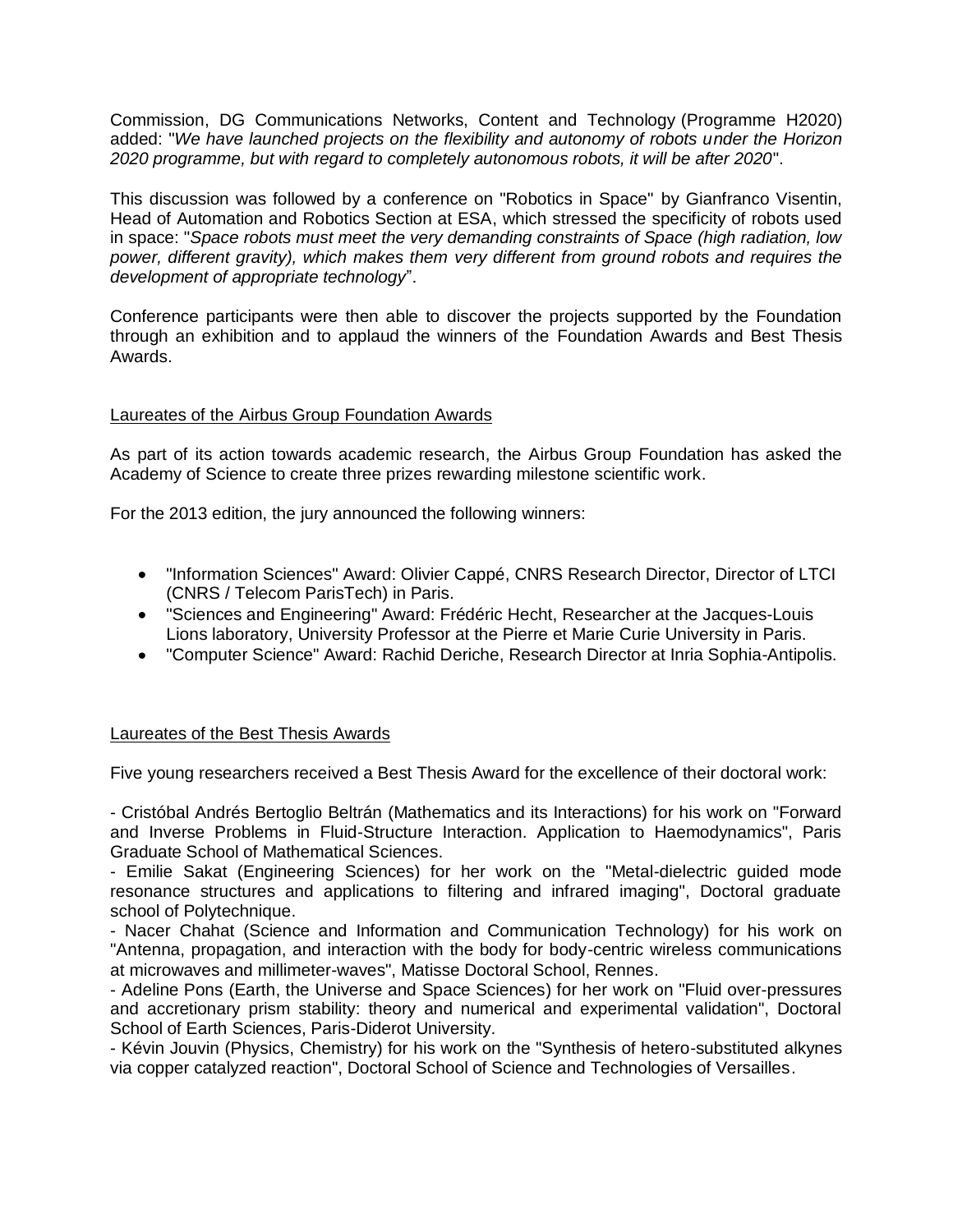Commission, DG Communications Networks, Content and Technology (Programme H2020) added: "*We have launched projects on the flexibility and autonomy of robots under the Horizon 2020 programme, but with regard to completely autonomous robots, it will be after 2020*".

This discussion was followed by a conference on "Robotics in Space" by Gianfranco Visentin, Head of Automation and Robotics Section at ESA, which stressed the specificity of robots used in space: "*Space robots must meet the very demanding constraints of Space (high radiation, low power, different gravity), which makes them very different from ground robots and requires the development of appropriate technology*".

Conference participants were then able to discover the projects supported by the Foundation through an exhibition and to applaud the winners of the Foundation Awards and Best Thesis Awards.

## Laureates of the Airbus Group Foundation Awards

As part of its action towards academic research, the Airbus Group Foundation has asked the Academy of Science to create three prizes rewarding milestone scientific work.

For the 2013 edition, the jury announced the following winners:

- "Information Sciences" Award: Olivier Cappé, CNRS Research Director, Director of LTCI (CNRS / Telecom ParisTech) in Paris.
- "Sciences and Engineering" Award: Frédéric Hecht, Researcher at the Jacques-Louis Lions laboratory, University Professor at the Pierre et Marie Curie University in Paris.
- "Computer Science" Award: Rachid Deriche, Research Director at Inria Sophia-Antipolis.

## Laureates of the Best Thesis Awards

Five young researchers received a Best Thesis Award for the excellence of their doctoral work:

- Cristóbal Andrés Bertoglio Beltrán (Mathematics and its Interactions) for his work on "Forward and Inverse Problems in Fluid-Structure Interaction. Application to Haemodynamics", Paris Graduate School of Mathematical Sciences.
- Emilie Sakat (Engineering Sciences) for her work on the "Metal-dielectric guided mode resonance structures and applications to filtering and infrared imaging", Doctoral graduate school of Polytechnique.
- Nacer Chahat (Science and Information and Communication Technology) for his work on "Antenna, propagation, and interaction with the body for body-centric wireless communications at microwaves and millimeter-waves", Matisse Doctoral School, Rennes.
- Adeline Pons (Earth, the Universe and Space Sciences) for her work on "Fluid over-pressures and accretionary prism stability: theory and numerical and experimental validation", Doctoral School of Earth Sciences, Paris-Diderot University.
- Kévin Jouvin (Physics, Chemistry) for his work on the "Synthesis of hetero-substituted alkynes via copper catalyzed reaction", Doctoral School of Science and Technologies of Versailles.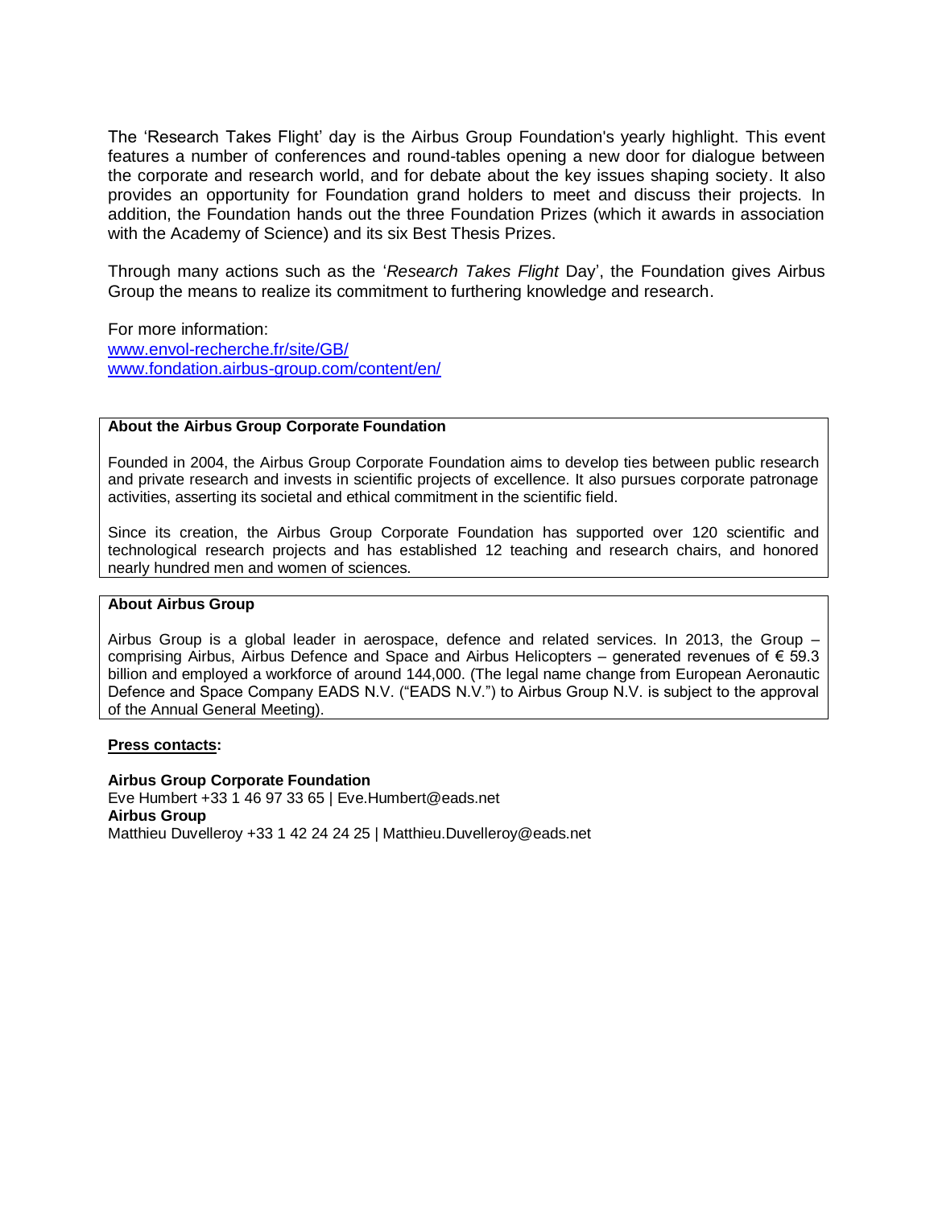The 'Research Takes Flight' day is the Airbus Group Foundation's yearly highlight. This event features a number of conferences and round-tables opening a new door for dialogue between the corporate and research world, and for debate about the key issues shaping society. It also provides an opportunity for Foundation grand holders to meet and discuss their projects. In addition, the Foundation hands out the three Foundation Prizes (which it awards in association with the Academy of Science) and its six Best Thesis Prizes.

Through many actions such as the '*Research Takes Flight* Day', the Foundation gives Airbus Group the means to realize its commitment to furthering knowledge and research.

For more information:
[www.envol-recherche.fr/site/GB/](www.envol-recherche.fr/site/GB/)
[www.fondation.airbus-group.com/content/en/](www.fondation.airbus-group.com/content/en/)

**About the Airbus Group Corporate Foundation**

Founded in 2004, the Airbus Group Corporate Foundation aims to develop ties between public research and private research and invests in scientific projects of excellence. It also pursues corporate patronage activities, asserting its societal and ethical commitment in the scientific field.

Since its creation, the Airbus Group Corporate Foundation has supported over 120 scientific and technological research projects and has established 12 teaching and research chairs, and honored nearly hundred men and women of sciences.

**About Airbus Group**

Airbus Group is a global leader in aerospace, defence and related services. In 2013, the Group – comprising Airbus, Airbus Defence and Space and Airbus Helicopters – generated revenues of € 59.3 billion and employed a workforce of around 144,000. (The legal name change from European Aeronautic Defence and Space Company EADS N.V. ("EADS N.V.") to Airbus Group N.V. is subject to the approval of the Annual General Meeting).

**Press contacts:**

**Airbus Group Corporate Foundation**
Eve Humbert +33 1 46 97 33 65 | Eve.Humbert@eads.net
**Airbus Group**
Matthieu Duvelleroy +33 1 42 24 24 25 | Matthieu.Duvelleroy@eads.net